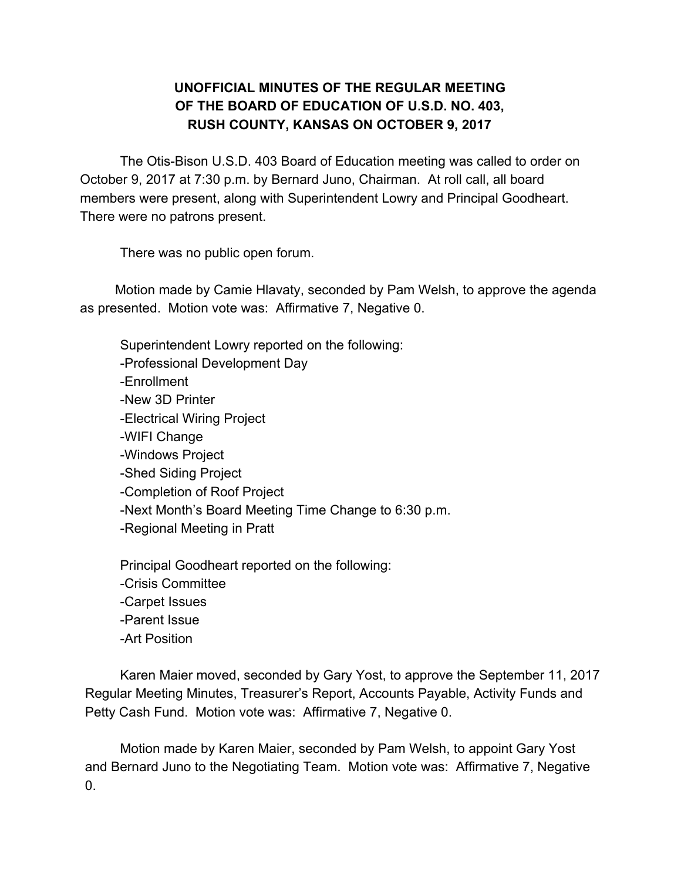# UNOFFICIAL MINUTES OF THE REGULAR MEETING OF THE BOARD OF EDUCATION OF U.S.D. NO. 403, RUSH COUNTY, KANSAS ON OCTOBER 9, 2017

The Otis-Bison U.S.D. 403 Board of Education meeting was called to order on October 9, 2017 at 7:30 p.m. by Bernard Juno, Chairman. At roll call, all board members were present, along with Superintendent Lowry and Principal Goodheart. There were no patrons present.

There was no public open forum.

Motion made by Camie Hlavaty, seconded by Pam Welsh, to approve the agenda as presented. Motion vote was: Affirmative 7, Negative 0.

Superintendent Lowry reported on the following:
-Professional Development Day
-Enrollment
-New 3D Printer
-Electrical Wiring Project
-WIFI Change
-Windows Project
-Shed Siding Project
-Completion of Roof Project
-Next Month's Board Meeting Time Change to 6:30 p.m.
-Regional Meeting in Pratt

Principal Goodheart reported on the following:
-Crisis Committee
-Carpet Issues
-Parent Issue
-Art Position

Karen Maier moved, seconded by Gary Yost, to approve the September 11, 2017 Regular Meeting Minutes, Treasurer's Report, Accounts Payable, Activity Funds and Petty Cash Fund. Motion vote was: Affirmative 7, Negative 0.

Motion made by Karen Maier, seconded by Pam Welsh, to appoint Gary Yost and Bernard Juno to the Negotiating Team. Motion vote was: Affirmative 7, Negative 0.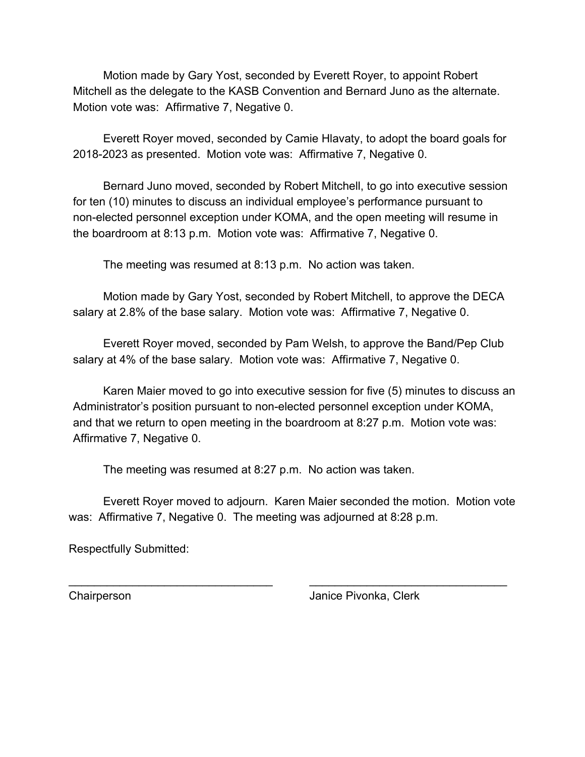Motion made by Gary Yost, seconded by Everett Royer, to appoint Robert Mitchell as the delegate to the KASB Convention and Bernard Juno as the alternate. Motion vote was: Affirmative 7, Negative 0.

Everett Royer moved, seconded by Camie Hlavaty, to adopt the board goals for 2018-2023 as presented. Motion vote was: Affirmative 7, Negative 0.

Bernard Juno moved, seconded by Robert Mitchell, to go into executive session for ten (10) minutes to discuss an individual employee's performance pursuant to non-elected personnel exception under KOMA, and the open meeting will resume in the boardroom at 8:13 p.m. Motion vote was: Affirmative 7, Negative 0.

The meeting was resumed at 8:13 p.m. No action was taken.

Motion made by Gary Yost, seconded by Robert Mitchell, to approve the DECA salary at 2.8% of the base salary. Motion vote was: Affirmative 7, Negative 0.

Everett Royer moved, seconded by Pam Welsh, to approve the Band/Pep Club salary at 4% of the base salary. Motion vote was: Affirmative 7, Negative 0.

Karen Maier moved to go into executive session for five (5) minutes to discuss an Administrator's position pursuant to non-elected personnel exception under KOMA, and that we return to open meeting in the boardroom at 8:27 p.m. Motion vote was: Affirmative 7, Negative 0.

The meeting was resumed at 8:27 p.m. No action was taken.

Everett Royer moved to adjourn. Karen Maier seconded the motion. Motion vote was: Affirmative 7, Negative 0. The meeting was adjourned at 8:28 p.m.

Respectfully Submitted:

_________________________________ _________________________________

Chairperson Janice Pivonka, Clerk